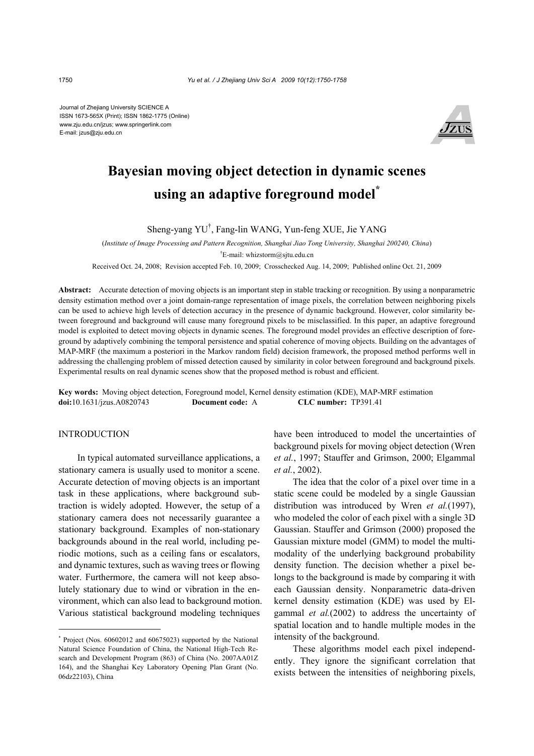Journal of Zhejiang University SCIENCE A
ISSN 1673-565X (Print); ISSN 1862-1775 (Online)
www.zju.edu.cn/jzus; www.springerlink.com
E-mail: jzus@zju.edu.cn

# Bayesian moving object detection in dynamic scenes using an adaptive foreground model*

Sheng-yang YU†, Fang-lin WANG, Yun-feng XUE, Jie YANG

(*Institute of Image Processing and Pattern Recognition, Shanghai Jiao Tong University, Shanghai 200240, China*)

†E-mail: whizstorm@sjtu.edu.cn

Received Oct. 24, 2008; Revision accepted Feb. 10, 2009; Crosschecked Aug. 14, 2009; Published online Oct. 21, 2009

**Abstract:** Accurate detection of moving objects is an important step in stable tracking or recognition. By using a nonparametric density estimation method over a joint domain-range representation of image pixels, the correlation between neighboring pixels can be used to achieve high levels of detection accuracy in the presence of dynamic background. However, color similarity between foreground and background will cause many foreground pixels to be misclassified. In this paper, an adaptive foreground model is exploited to detect moving objects in dynamic scenes. The foreground model provides an effective description of foreground by adaptively combining the temporal persistence and spatial coherence of moving objects. Building on the advantages of MAP-MRF (the maximum a posteriori in the Markov random field) decision framework, the proposed method performs well in addressing the challenging problem of missed detection caused by similarity in color between foreground and background pixels. Experimental results on real dynamic scenes show that the proposed method is robust and efficient.

**Key words:** Moving object detection, Foreground model, Kernel density estimation (KDE), MAP-MRF estimation
**doi:**10.1631/jzus.A0820743 **Document code:** A **CLC number:** TP391.41

## INTRODUCTION

In typical automated surveillance applications, a stationary camera is usually used to monitor a scene. Accurate detection of moving objects is an important task in these applications, where background subtraction is widely adopted. However, the setup of a stationary camera does not necessarily guarantee a stationary background. Examples of non-stationary backgrounds abound in the real world, including periodic motions, such as a ceiling fans or escalators, and dynamic textures, such as waving trees or flowing water. Furthermore, the camera will not keep absolutely stationary due to wind or vibration in the environment, which can also lead to background motion. Various statistical background modeling techniques have been introduced to model the uncertainties of background pixels for moving object detection (Wren *et al.*, 1997; Stauffer and Grimson, 2000; Elgammal *et al.*, 2002).

The idea that the color of a pixel over time in a static scene could be modeled by a single Gaussian distribution was introduced by Wren *et al.*(1997), who modeled the color of each pixel with a single 3D Gaussian. Stauffer and Grimson (2000) proposed the Gaussian mixture model (GMM) to model the multimodality of the underlying background probability density function. The decision whether a pixel belongs to the background is made by comparing it with each Gaussian density. Nonparametric data-driven kernel density estimation (KDE) was used by Elgammal *et al.*(2002) to address the uncertainty of spatial location and to handle multiple modes in the intensity of the background.

These algorithms model each pixel independently. They ignore the significant correlation that exists between the intensities of neighboring pixels,

---

* Project (Nos. 60602012 and 60675023) supported by the National Natural Science Foundation of China, the National High-Tech Research and Development Program (863) of China (No. 2007AA01Z164), and the Shanghai Key Laboratory Opening Plan Grant (No. 06dz22103), China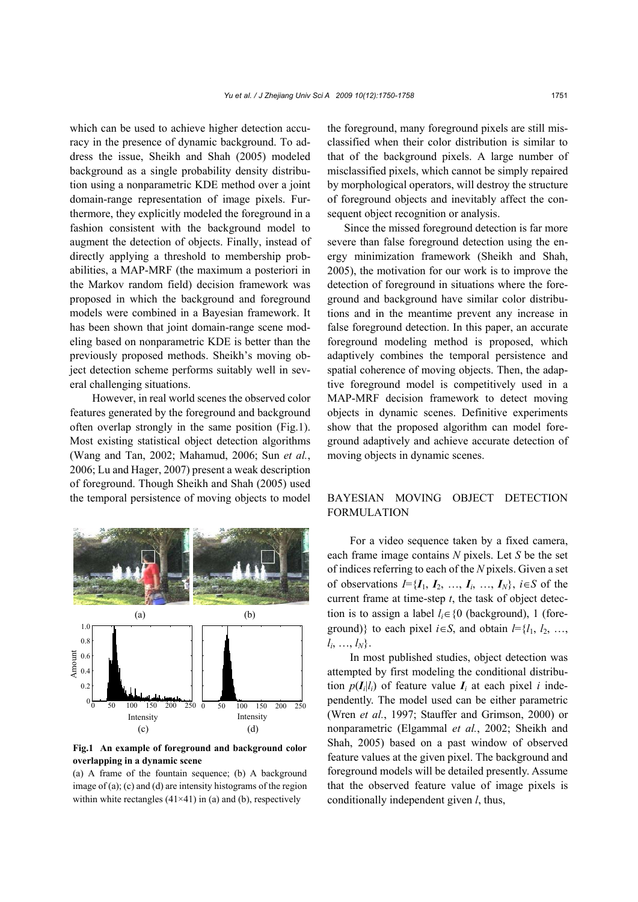which can be used to achieve higher detection accuracy in the presence of dynamic background. To address the issue, Sheikh and Shah (2005) modeled background as a single probability density distribution using a nonparametric KDE method over a joint domain-range representation of image pixels. Furthermore, they explicitly modeled the foreground in a fashion consistent with the background model to augment the detection of objects. Finally, instead of directly applying a threshold to membership probabilities, a MAP-MRF (the maximum a posteriori in the Markov random field) decision framework was proposed in which the background and foreground models were combined in a Bayesian framework. It has been shown that joint domain-range scene modeling based on nonparametric KDE is better than the previously proposed methods. Sheikh's moving object detection scheme performs suitably well in several challenging situations.

However, in real world scenes the observed color features generated by the foreground and background often overlap strongly in the same position (Fig.1). Most existing statistical object detection algorithms (Wang and Tan, 2002; Mahamud, 2006; Sun *et al.*, 2006; Lu and Hager, 2007) present a weak description of foreground. Though Sheikh and Shah (2005) used the temporal persistence of moving objects to model the foreground, many foreground pixels are still misclassified when their color distribution is similar to that of the background pixels. A large number of misclassified pixels, which cannot be simply repaired by morphological operators, will destroy the structure of foreground objects and inevitably affect the consequent object recognition or analysis.

**Fig.1 An example of foreground and background color overlapping in a dynamic scene**

(a) A frame of the fountain sequence; (b) A background image of (a); (c) and (d) are intensity histograms of the region within white rectangles (41×41) in (a) and (b), respectively

Since the missed foreground detection is far more severe than false foreground detection using the energy minimization framework (Sheikh and Shah, 2005), the motivation for our work is to improve the detection of foreground in situations where the foreground and background have similar color distributions and in the meantime prevent any increase in false foreground detection. In this paper, an accurate foreground modeling method is proposed, which adaptively combines the temporal persistence and spatial coherence of moving objects. Then, the adaptive foreground model is competitively used in a MAP-MRF decision framework to detect moving objects in dynamic scenes. Definitive experiments show that the proposed algorithm can model foreground adaptively and achieve accurate detection of moving objects in dynamic scenes.

## BAYESIAN MOVING OBJECT DETECTION FORMULATION

For a video sequence taken by a fixed camera, each frame image contains $N$ pixels. Let $S$ be the set of indices referring to each of the $N$ pixels. Given a set of observations $I=\{\boldsymbol{I}_1, \boldsymbol{I}_2, \ldots, \boldsymbol{I}_i, \ldots, \boldsymbol{I}_N\}$, $i \in S$ of the current frame at time-step $t$, the task of object detection is to assign a label $l_i \in \{0$ (background), $1$ (foreground)$\}$ to each pixel $i \in S$, and obtain $l=\{l_1, l_2, \ldots, l_i, \ldots, l_N\}$.

In most published studies, object detection was attempted by first modeling the conditional distribution $p(\boldsymbol{I}_i|l_i)$ of feature value $\boldsymbol{I}_i$ at each pixel $i$ independently. The model used can be either parametric (Wren *et al.*, 1997; Stauffer and Grimson, 2000) or nonparametric (Elgammal *et al.*, 2002; Sheikh and Shah, 2005) based on a past window of observed feature values at the given pixel. The background and foreground models will be detailed presently. Assume that the observed feature value of image pixels is conditionally independent given $l$, thus,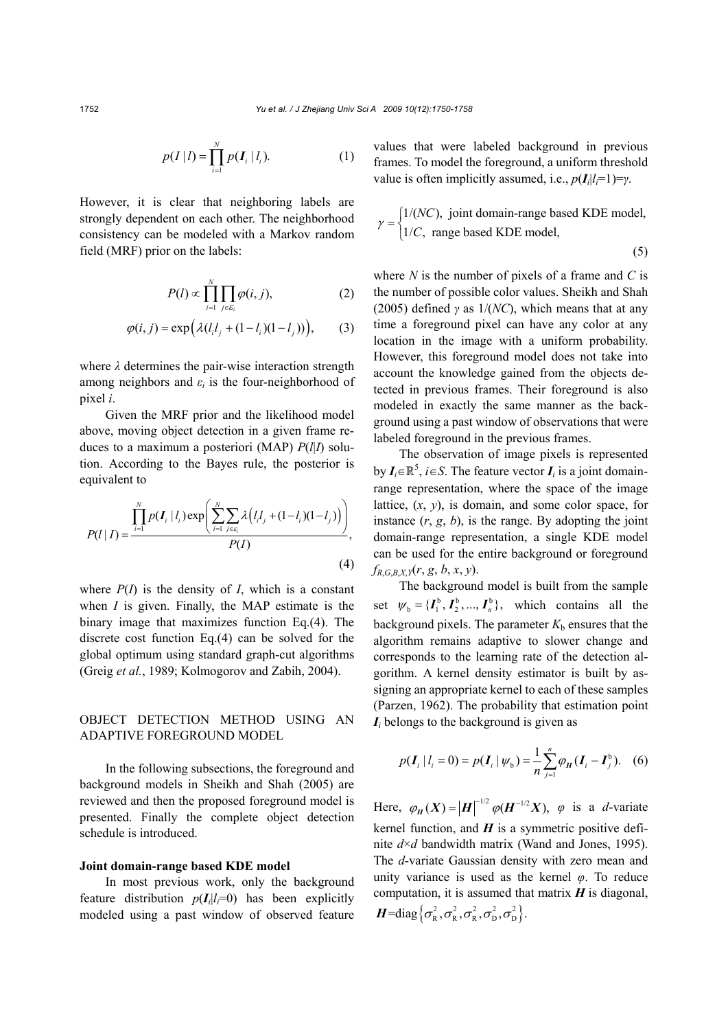$$p(I \mid l)=\prod_{i=1}^{N} p(\boldsymbol{I}_i \mid l_i). \tag{1}$$

However, it is clear that neighboring labels are strongly dependent on each other. The neighborhood consistency can be modeled with a Markov random field (MRF) prior on the labels:

$$P(l) \propto \prod_{i=1}^{N} \prod_{j \in \varepsilon_i} \varphi(i, j), \tag{2}$$

$$\varphi(i, j)=\exp\left(\lambda(l_i l_j+(1-l_i)(1-l_j))\right), \tag{3}$$

where $\lambda$ determines the pair-wise interaction strength among neighbors and $\varepsilon_i$ is the four-neighborhood of pixel $i$.

Given the MRF prior and the likelihood model above, moving object detection in a given frame reduces to a maximum a posteriori (MAP) $P(l|I)$ solution. According to the Bayes rule, the posterior is equivalent to

$$P(l \mid I)=\frac{\prod_{i=1}^{N} p(\boldsymbol{I}_i \mid l_i) \exp\left(\sum_{i=1}^{N} \sum_{j \in \varepsilon_i} \lambda\left(l_i l_j+(1-l_i)(1-l_j)\right)\right)}{P(I)}, \tag{4}$$

where $P(I)$ is the density of $I$, which is a constant when $I$ is given. Finally, the MAP estimate is the binary image that maximizes function Eq.(4). The discrete cost function Eq.(4) can be solved for the global optimum using standard graph-cut algorithms (Greig *et al.*, 1989; Kolmogorov and Zabih, 2004).

## OBJECT DETECTION METHOD USING AN ADAPTIVE FOREGROUND MODEL

In the following subsections, the foreground and background models in Sheikh and Shah (2005) are reviewed and then the proposed foreground model is presented. Finally the complete object detection schedule is introduced.

### Joint domain-range based KDE model

In most previous work, only the background feature distribution $p(\boldsymbol{I}_i|l_i=0)$ has been explicitly modeled using a past window of observed feature values that were labeled background in previous frames. To model the foreground, a uniform threshold value is often implicitly assumed, i.e., $p(\boldsymbol{I}_i|l_i=1)=\gamma$.

$$\gamma=\begin{cases} 1/(NC), & \text{joint domain-range based KDE model,} \\ 1/C, & \text{range based KDE model,} \end{cases} \tag{5}$$

where $N$ is the number of pixels of a frame and $C$ is the number of possible color values. Sheikh and Shah (2005) defined $\gamma$ as $1/(NC)$, which means that at any time a foreground pixel can have any color at any location in the image with a uniform probability. However, this foreground model does not take into account the knowledge gained from the objects detected in previous frames. Their foreground is also modeled in exactly the same manner as the background using a past window of observations that were labeled foreground in the previous frames.

The observation of image pixels is represented by $\boldsymbol{I}_i \in \mathbb{R}^5$, $i \in S$. The feature vector $\boldsymbol{I}_i$ is a joint domain-range representation, where the space of the image lattice, $(x, y)$, is domain, and some color space, for instance $(r, g, b)$, is the range. By adopting the joint domain-range representation, a single KDE model can be used for the entire background or foreground $f_{R,G,B,X,Y}(r, g, b, x, y)$.

The background model is built from the sample set $\psi_{\rm b}=\{\boldsymbol{I}_1^{\rm b}, \boldsymbol{I}_2^{\rm b}, \ldots, \boldsymbol{I}_n^{\rm b}\}$, which contains all the background pixels. The parameter $K_{\rm b}$ ensures that the algorithm remains adaptive to slower change and corresponds to the learning rate of the detection algorithm. A kernel density estimator is built by assigning an appropriate kernel to each of these samples (Parzen, 1962). The probability that estimation point $\boldsymbol{I}_i$ belongs to the background is given as

$$p(\boldsymbol{I}_i \mid l_i=0)=p(\boldsymbol{I}_i \mid \psi_{\rm b})=\frac{1}{n}\sum_{j=1}^{n} \varphi_{\boldsymbol{H}}(\boldsymbol{I}_i-\boldsymbol{I}_j^{\rm b}). \tag{6}$$

Here, $\varphi_{\boldsymbol{H}}(\boldsymbol{X})=|\boldsymbol{H}|^{-1/2}\varphi(\boldsymbol{H}^{-1/2}\boldsymbol{X})$, $\varphi$ is a $d$-variate kernel function, and $\boldsymbol{H}$ is a symmetric positive definite $d \times d$ bandwidth matrix (Wand and Jones, 1995). The $d$-variate Gaussian density with zero mean and unity variance is used as the kernel $\varphi$. To reduce computation, it is assumed that matrix $\boldsymbol{H}$ is diagonal, $\boldsymbol{H}=\mathrm{diag}\left\{\sigma_{\rm R}^2, \sigma_{\rm R}^2, \sigma_{\rm R}^2, \sigma_{\rm D}^2, \sigma_{\rm D}^2\right\}$.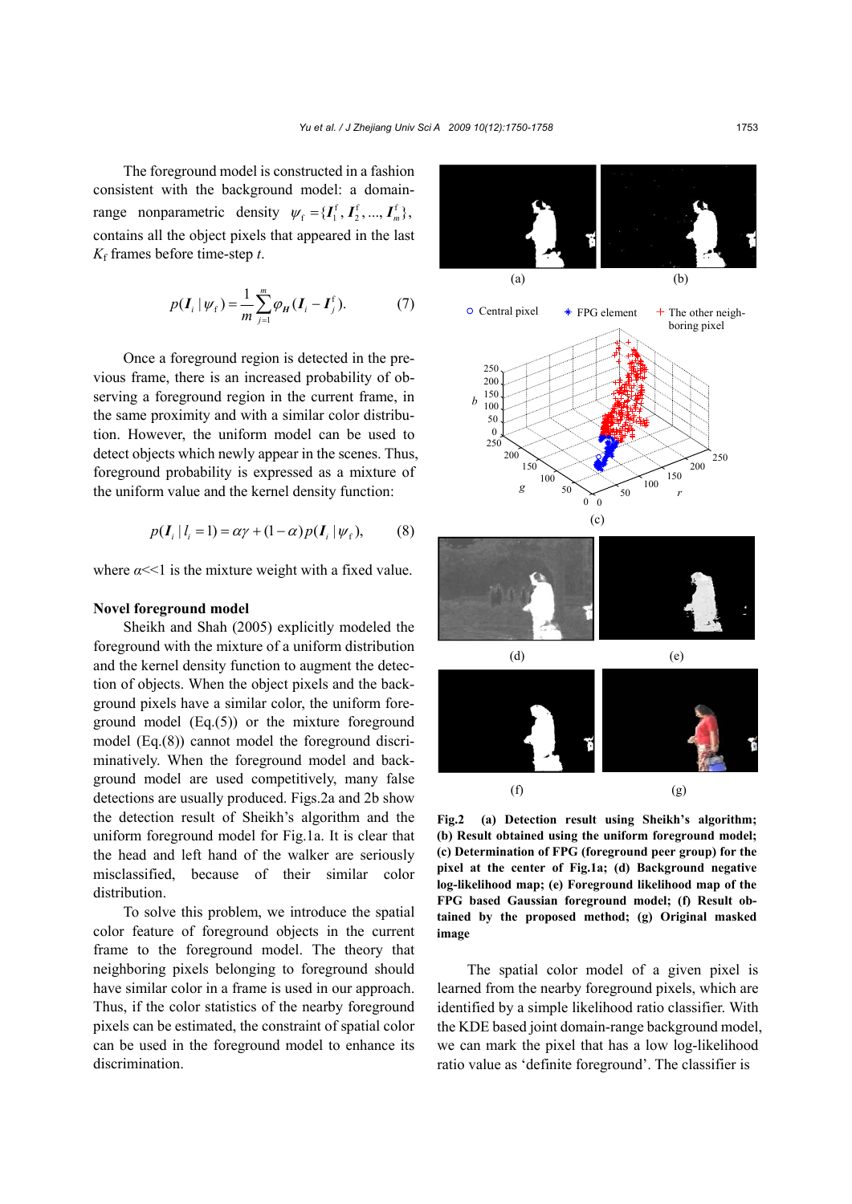The foreground model is constructed in a fashion consistent with the background model: a domain-range nonparametric density $\psi_{\rm f}=\{\boldsymbol{I}_1^{\rm f}, \boldsymbol{I}_2^{\rm f}, ..., \boldsymbol{I}_m^{\rm f}\}$, contains all the object pixels that appeared in the last $K_{\rm f}$ frames before time-step $t$.

$$p(\boldsymbol{I}_i \mid \psi_{\rm f}) = \frac{1}{m}\sum_{j=1}^{m}\varphi_{\boldsymbol{H}}(\boldsymbol{I}_i - \boldsymbol{I}_j^{\rm f}). \tag{7}$$

Once a foreground region is detected in the previous frame, there is an increased probability of observing a foreground region in the current frame, in the same proximity and with a similar color distribution. However, the uniform model can be used to detect objects which newly appear in the scenes. Thus, foreground probability is expressed as a mixture of the uniform value and the kernel density function:

$$p(\boldsymbol{I}_i \mid l_i = 1) = \alpha\gamma + (1-\alpha)p(\boldsymbol{I}_i \mid \psi_{\rm f}), \tag{8}$$

where $\alpha$<<1 is the mixture weight with a fixed value.

**Novel foreground model**

Sheikh and Shah (2005) explicitly modeled the foreground with the mixture of a uniform distribution and the kernel density function to augment the detection of objects. When the object pixels and the background pixels have a similar color, the uniform foreground model (Eq.(5)) or the mixture foreground model (Eq.(8)) cannot model the foreground discriminatively. When the foreground model and background model are used competitively, many false detections are usually produced. Figs.2a and 2b show the detection result of Sheikh's algorithm and the uniform foreground model for Fig.1a. It is clear that the head and left hand of the walker are seriously misclassified, because of their similar color distribution.

To solve this problem, we introduce the spatial color feature of foreground objects in the current frame to the foreground model. The theory that neighboring pixels belonging to foreground should have similar color in a frame is used in our approach. Thus, if the color statistics of the nearby foreground pixels can be estimated, the constraint of spatial color can be used in the foreground model to enhance its discrimination.

**Fig.2 (a) Detection result using Sheikh's algorithm; (b) Result obtained using the uniform foreground model; (c) Determination of FPG (foreground peer group) for the pixel at the center of Fig.1a; (d) Background negative log-likelihood map; (e) Foreground likelihood map of the FPG based Gaussian foreground model; (f) Result obtained by the proposed method; (g) Original masked image**

The spatial color model of a given pixel is learned from the nearby foreground pixels, which are identified by a simple likelihood ratio classifier. With the KDE based joint domain-range background model, we can mark the pixel that has a low log-likelihood ratio value as 'definite foreground'. The classifier is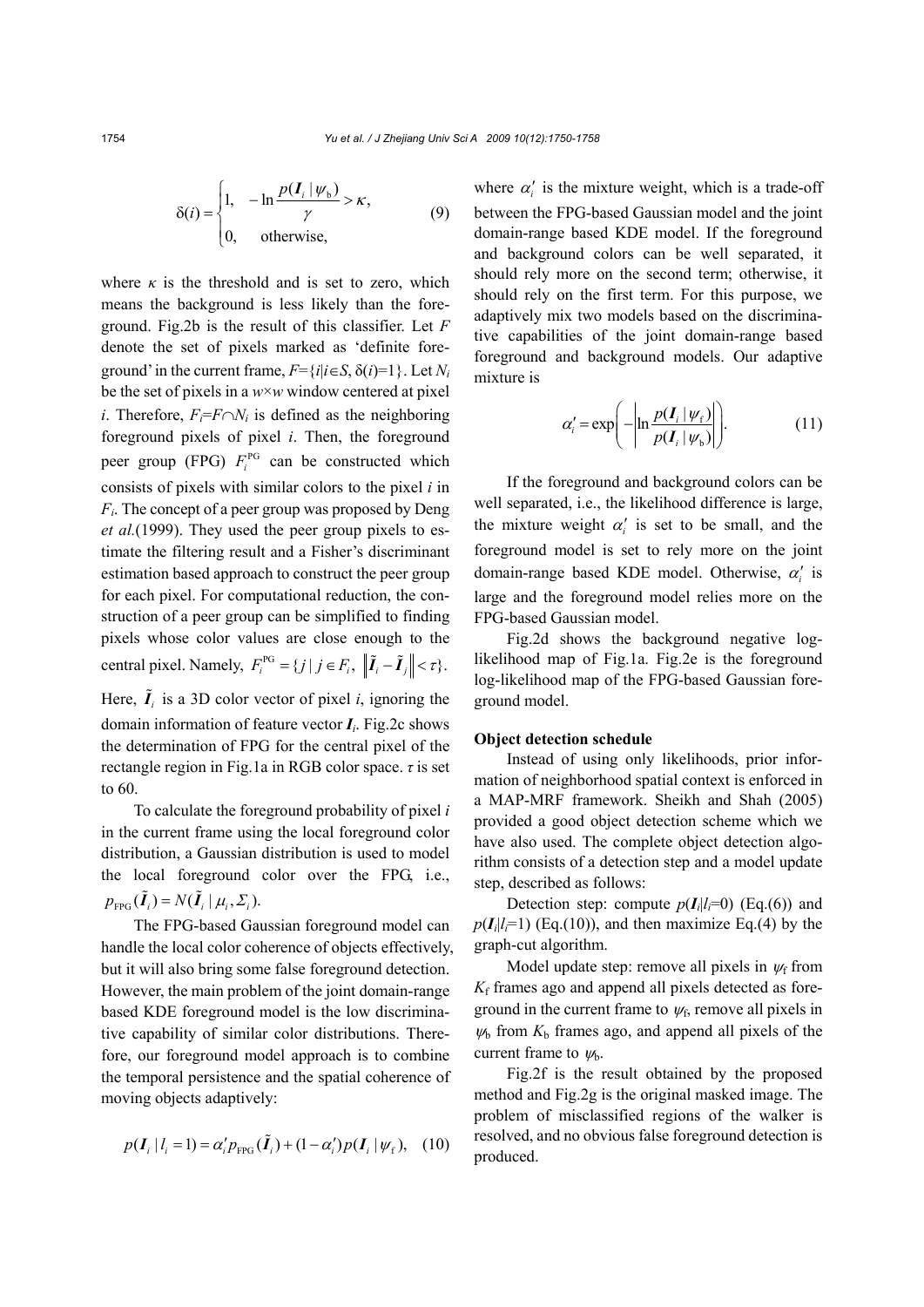$$\delta(i)=\begin{cases}1, & -\ln\dfrac{p(\boldsymbol{I}_i\mid\psi_\mathrm{b})}{\gamma}>\kappa,\\ 0, & \text{otherwise,}\end{cases} \tag{9}$$

where $\kappa$ is the threshold and is set to zero, which means the background is less likely than the foreground. Fig.2b is the result of this classifier. Let $F$ denote the set of pixels marked as 'definite foreground' in the current frame, $F=\{i|i\in S, \delta(i)=1\}$. Let $N_i$ be the set of pixels in a $w\times w$ window centered at pixel $i$. Therefore, $F_i=F\cap N_i$ is defined as the neighboring foreground pixels of pixel $i$. Then, the foreground peer group (FPG) $F_i^{\mathrm{PG}}$ can be constructed which consists of pixels with similar colors to the pixel $i$ in $F_i$. The concept of a peer group was proposed by Deng *et al.*(1999). They used the peer group pixels to estimate the filtering result and a Fisher's discriminant estimation based approach to construct the peer group for each pixel. For computational reduction, the construction of a peer group can be simplified to finding pixels whose color values are close enough to the central pixel. Namely, $F_i^{\mathrm{PG}}=\{j\mid j\in F_i,\ \|\tilde{\boldsymbol{I}}_i-\tilde{\boldsymbol{I}}_j\|<\tau\}$. Here, $\tilde{\boldsymbol{I}}_i$ is a 3D color vector of pixel $i$, ignoring the domain information of feature vector $\boldsymbol{I}_i$. Fig.2c shows the determination of FPG for the central pixel of the rectangle region in Fig.1a in RGB color space. $\tau$ is set to 60.

To calculate the foreground probability of pixel $i$ in the current frame using the local foreground color distribution, a Gaussian distribution is used to model the local foreground color over the FPG, i.e., $p_{\mathrm{FPG}}(\tilde{\boldsymbol{I}}_i)=N(\tilde{\boldsymbol{I}}_i\mid\mu_i,\Sigma_i)$.

The FPG-based Gaussian foreground model can handle the local color coherence of objects effectively, but it will also bring some false foreground detection. However, the main problem of the joint domain-range based KDE foreground model is the low discriminative capability of similar color distributions. Therefore, our foreground model approach is to combine the temporal persistence and the spatial coherence of moving objects adaptively:

$$p(\boldsymbol{I}_i\mid l_i=1)=\alpha_i' p_{\mathrm{FPG}}(\tilde{\boldsymbol{I}}_i)+(1-\alpha_i')p(\boldsymbol{I}_i\mid\psi_\mathrm{f}), \tag{10}$$

where $\alpha_i'$ is the mixture weight, which is a trade-off between the FPG-based Gaussian model and the joint domain-range based KDE model. If the foreground and background colors can be well separated, it should rely more on the second term; otherwise, it should rely on the first term. For this purpose, we adaptively mix two models based on the discriminative capabilities of the joint domain-range based foreground and background models. Our adaptive mixture is

$$\alpha_i'=\exp\left(-\left|\ln\frac{p(\boldsymbol{I}_i\mid\psi_\mathrm{f})}{p(\boldsymbol{I}_i\mid\psi_\mathrm{b})}\right|\right). \tag{11}$$

If the foreground and background colors can be well separated, i.e., the likelihood difference is large, the mixture weight $\alpha_i'$ is set to be small, and the foreground model is set to rely more on the joint domain-range based KDE model. Otherwise, $\alpha_i'$ is large and the foreground model relies more on the FPG-based Gaussian model.

Fig.2d shows the background negative log-likelihood map of Fig.1a. Fig.2e is the foreground log-likelihood map of the FPG-based Gaussian foreground model.

**Object detection schedule**

Instead of using only likelihoods, prior information of neighborhood spatial context is enforced in a MAP-MRF framework. Sheikh and Shah (2005) provided a good object detection scheme which we have also used. The complete object detection algorithm consists of a detection step and a model update step, described as follows:

Detection step: compute $p(\boldsymbol{I}_i|l_i=0)$ (Eq.(6)) and $p(\boldsymbol{I}_i|l_i=1)$ (Eq.(10)), and then maximize Eq.(4) by the graph-cut algorithm.

Model update step: remove all pixels in $\psi_\mathrm{f}$ from $K_\mathrm{f}$ frames ago and append all pixels detected as foreground in the current frame to $\psi_\mathrm{f}$, remove all pixels in $\psi_\mathrm{b}$ from $K_\mathrm{b}$ frames ago, and append all pixels of the current frame to $\psi_\mathrm{b}$.

Fig.2f is the result obtained by the proposed method and Fig.2g is the original masked image. The problem of misclassified regions of the walker is resolved, and no obvious false foreground detection is produced.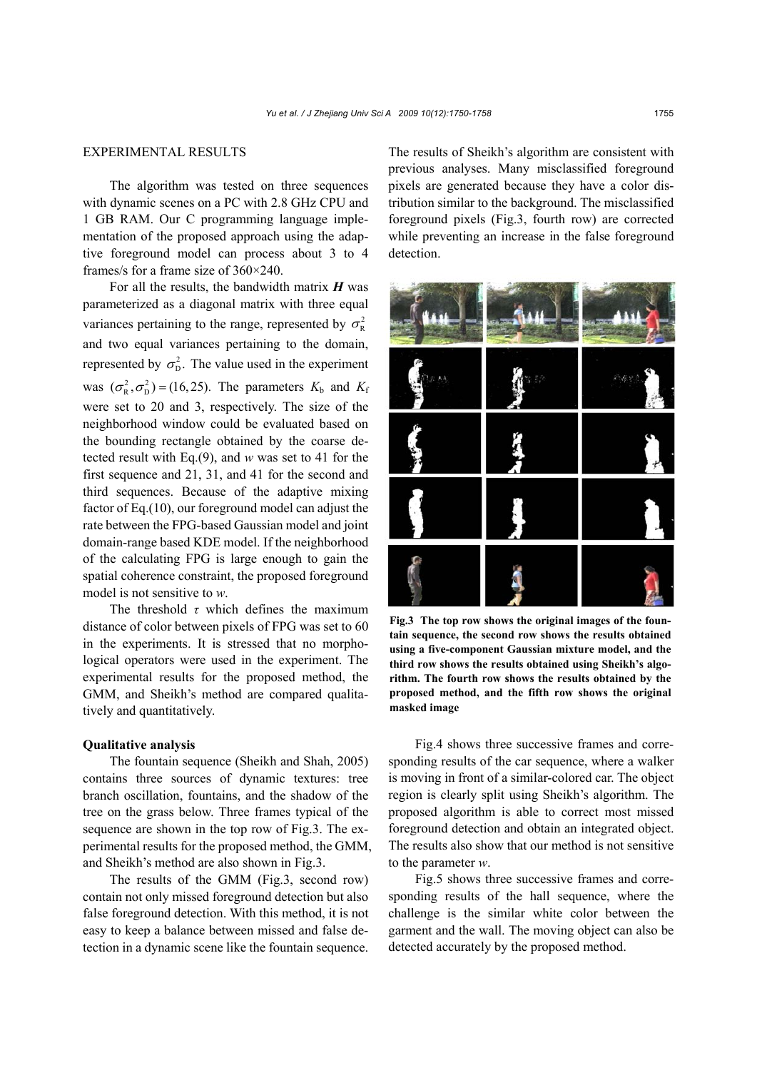## EXPERIMENTAL RESULTS

The algorithm was tested on three sequences with dynamic scenes on a PC with 2.8 GHz CPU and 1 GB RAM. Our C programming language implementation of the proposed approach using the adaptive foreground model can process about 3 to 4 frames/s for a frame size of 360×240.

For all the results, the bandwidth matrix $\boldsymbol{H}$ was parameterized as a diagonal matrix with three equal variances pertaining to the range, represented by $\sigma_{\mathrm{R}}^2$ and two equal variances pertaining to the domain, represented by $\sigma_{\mathrm{D}}^2$. The value used in the experiment was $(\sigma_{\mathrm{R}}^2, \sigma_{\mathrm{D}}^2) = (16, 25)$. The parameters $K_{\mathrm{b}}$ and $K_{\mathrm{f}}$ were set to 20 and 3, respectively. The size of the neighborhood window could be evaluated based on the bounding rectangle obtained by the coarse detected result with Eq.(9), and $w$ was set to 41 for the first sequence and 21, 31, and 41 for the second and third sequences. Because of the adaptive mixing factor of Eq.(10), our foreground model can adjust the rate between the FPG-based Gaussian model and joint domain-range based KDE model. If the neighborhood of the calculating FPG is large enough to gain the spatial coherence constraint, the proposed foreground model is not sensitive to $w$.

The threshold $\tau$ which defines the maximum distance of color between pixels of FPG was set to 60 in the experiments. It is stressed that no morphological operators were used in the experiment. The experimental results for the proposed method, the GMM, and Sheikh's method are compared qualitatively and quantitatively.

### Qualitative analysis

The fountain sequence (Sheikh and Shah, 2005) contains three sources of dynamic textures: tree branch oscillation, fountains, and the shadow of the tree on the grass below. Three frames typical of the sequence are shown in the top row of Fig.3. The experimental results for the proposed method, the GMM, and Sheikh's method are also shown in Fig.3.

The results of the GMM (Fig.3, second row) contain not only missed foreground detection but also false foreground detection. With this method, it is not easy to keep a balance between missed and false detection in a dynamic scene like the fountain sequence. The results of Sheikh's algorithm are consistent with previous analyses. Many misclassified foreground pixels are generated because they have a color distribution similar to the background. The misclassified foreground pixels (Fig.3, fourth row) are corrected while preventing an increase in the false foreground detection.

**Fig.3 The top row shows the original images of the fountain sequence, the second row shows the results obtained using a five-component Gaussian mixture model, and the third row shows the results obtained using Sheikh's algorithm. The fourth row shows the results obtained by the proposed method, and the fifth row shows the original masked image**

Fig.4 shows three successive frames and corresponding results of the car sequence, where a walker is moving in front of a similar-colored car. The object region is clearly split using Sheikh's algorithm. The proposed algorithm is able to correct most missed foreground detection and obtain an integrated object. The results also show that our method is not sensitive to the parameter $w$.

Fig.5 shows three successive frames and corresponding results of the hall sequence, where the challenge is the similar white color between the garment and the wall. The moving object can also be detected accurately by the proposed method.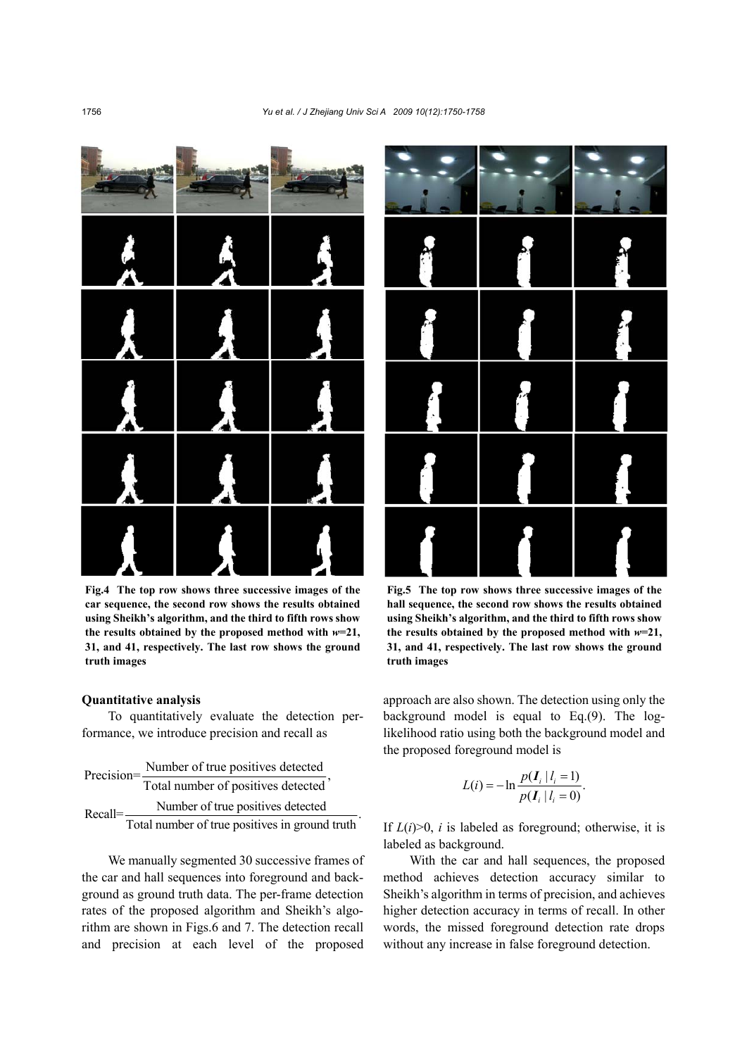Fig.4 The top row shows three successive images of the car sequence, the second row shows the results obtained using Sheikh's algorithm, and the third to fifth rows show the results obtained by the proposed method with $w$=21, 31, and 41, respectively. The last row shows the ground truth images

Fig.5 The top row shows three successive images of the hall sequence, the second row shows the results obtained using Sheikh's algorithm, and the third to fifth rows show the results obtained by the proposed method with $w$=21, 31, and 41, respectively. The last row shows the ground truth images

**Quantitative analysis**

To quantitatively evaluate the detection performance, we introduce precision and recall as

$$\text{Precision}=\frac{\text{Number of true positives detected}}{\text{Total number of positives detected}},$$

$$\text{Recall}=\frac{\text{Number of true positives detected}}{\text{Total number of true positives in ground truth}}.$$

We manually segmented 30 successive frames of the car and hall sequences into foreground and background as ground truth data. The per-frame detection rates of the proposed algorithm and Sheikh's algorithm are shown in Figs.6 and 7. The detection recall and precision at each level of the proposed approach are also shown. The detection using only the background model is equal to Eq.(9). The log-likelihood ratio using both the background model and the proposed foreground model is

$$L(i)=-\ln\frac{p(\boldsymbol{I}_i \mid l_i=1)}{p(\boldsymbol{I}_i \mid l_i=0)}.$$

If $L(i)>0$, $i$ is labeled as foreground; otherwise, it is labeled as background.

With the car and hall sequences, the proposed method achieves detection accuracy similar to Sheikh's algorithm in terms of precision, and achieves higher detection accuracy in terms of recall. In other words, the missed foreground detection rate drops without any increase in false foreground detection.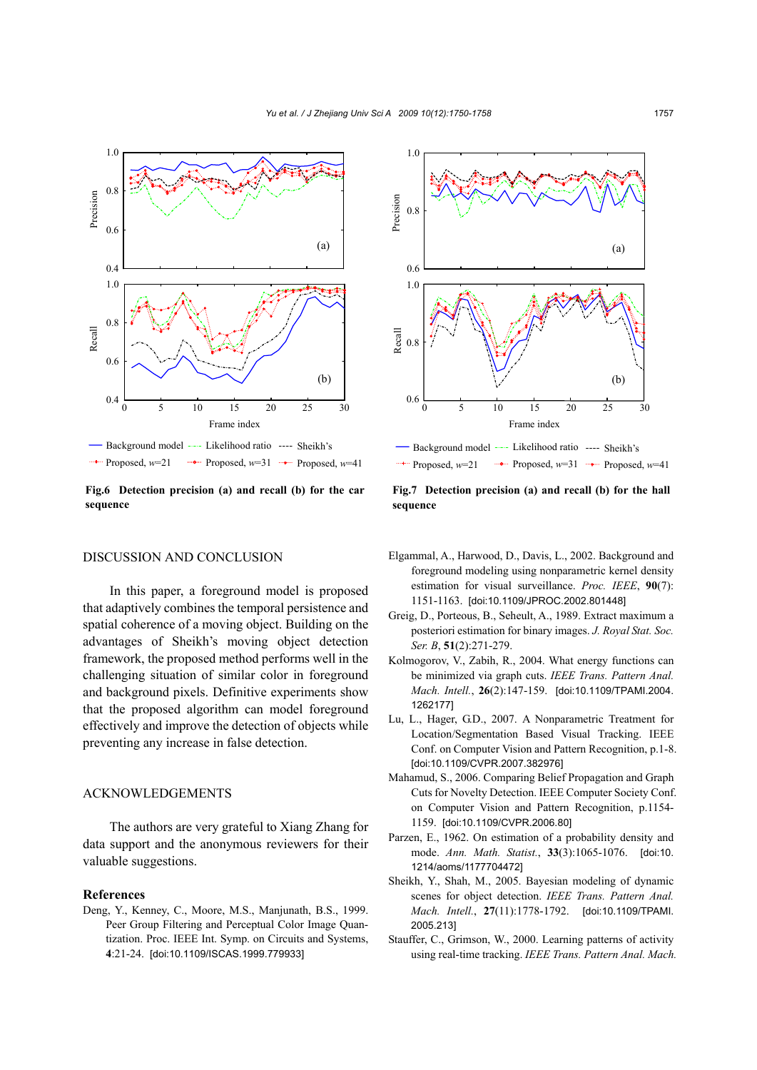**Fig.6 Detection precision (a) and recall (b) for the car sequence**

**Fig.7 Detection precision (a) and recall (b) for the hall sequence**

## DISCUSSION AND CONCLUSION

In this paper, a foreground model is proposed that adaptively combines the temporal persistence and spatial coherence of a moving object. Building on the advantages of Sheikh's moving object detection framework, the proposed method performs well in the challenging situation of similar color in foreground and background pixels. Definitive experiments show that the proposed algorithm can model foreground effectively and improve the detection of objects while preventing any increase in false detection.

## ACKNOWLEDGEMENTS

The authors are very grateful to Xiang Zhang for data support and the anonymous reviewers for their valuable suggestions.

## References

Deng, Y., Kenney, C., Moore, M.S., Manjunath, B.S., 1999. Peer Group Filtering and Perceptual Color Image Quantization. Proc. IEEE Int. Symp. on Circuits and Systems, **4**:21-24. [doi:10.1109/ISCAS.1999.779933]

Elgammal, A., Harwood, D., Davis, L., 2002. Background and foreground modeling using nonparametric kernel density estimation for visual surveillance. *Proc. IEEE*, **90**(7): 1151-1163. [doi:10.1109/JPROC.2002.801448]

Greig, D., Porteous, B., Seheult, A., 1989. Extract maximum a posteriori estimation for binary images. *J. Royal Stat. Soc. Ser. B*, **51**(2):271-279.

Kolmogorov, V., Zabih, R., 2004. What energy functions can be minimized via graph cuts. *IEEE Trans. Pattern Anal. Mach. Intell.*, **26**(2):147-159. [doi:10.1109/TPAMI.2004.1262177]

Lu, L., Hager, G.D., 2007. A Nonparametric Treatment for Location/Segmentation Based Visual Tracking. IEEE Conf. on Computer Vision and Pattern Recognition, p.1-8. [doi:10.1109/CVPR.2007.382976]

Mahamud, S., 2006. Comparing Belief Propagation and Graph Cuts for Novelty Detection. IEEE Computer Society Conf. on Computer Vision and Pattern Recognition, p.1154-1159. [doi:10.1109/CVPR.2006.80]

Parzen, E., 1962. On estimation of a probability density and mode. *Ann. Math. Statist.*, **33**(3):1065-1076. [doi:10.1214/aoms/1177704472]

Sheikh, Y., Shah, M., 2005. Bayesian modeling of dynamic scenes for object detection. *IEEE Trans. Pattern Anal. Mach. Intell.*, **27**(11):1778-1792. [doi:10.1109/TPAMI.2005.213]

Stauffer, C., Grimson, W., 2000. Learning patterns of activity using real-time tracking. *IEEE Trans. Pattern Anal. Mach.*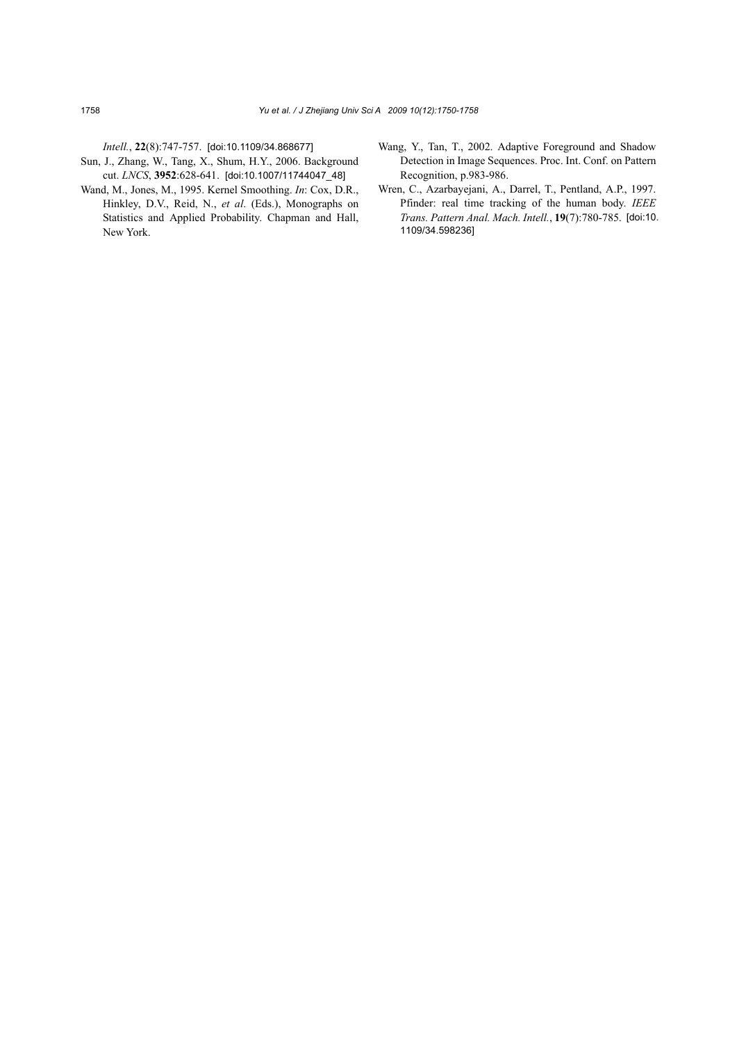*Intell.*, **22**(8):747-757. [doi:10.1109/34.868677]

Sun, J., Zhang, W., Tang, X., Shum, H.Y., 2006. Background cut. *LNCS*, **3952**:628-641. [doi:10.1007/11744047_48]

Wand, M., Jones, M., 1995. Kernel Smoothing. *In*: Cox, D.R., Hinkley, D.V., Reid, N., *et al*. (Eds.), Monographs on Statistics and Applied Probability. Chapman and Hall, New York.

Wang, Y., Tan, T., 2002. Adaptive Foreground and Shadow Detection in Image Sequences. Proc. Int. Conf. on Pattern Recognition, p.983-986.

Wren, C., Azarbayejani, A., Darrel, T., Pentland, A.P., 1997. Pfinder: real time tracking of the human body. *IEEE Trans. Pattern Anal. Mach. Intell.*, **19**(7):780-785. [doi:10.1109/34.598236]